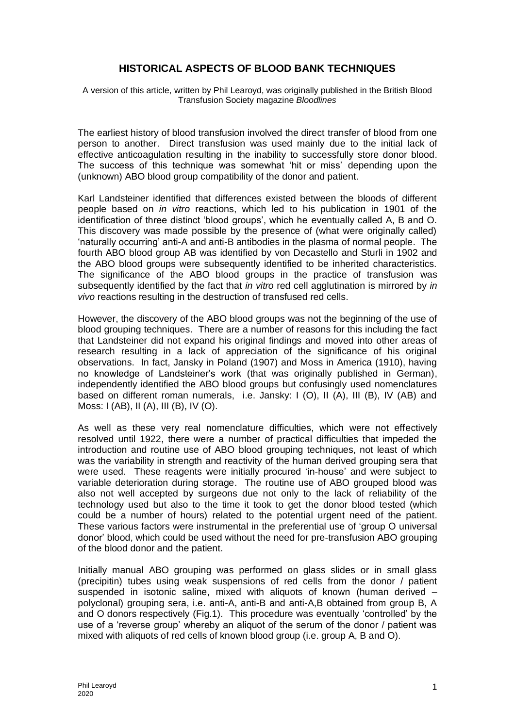# HISTORICAL ASPECTS OF BLOOD BANK TECHNIQUES

A version of this article, written by Phil Learoyd, was originally published in the British Blood Transfusion Society magazine *Bloodlines*

The earliest history of blood transfusion involved the direct transfer of blood from one person to another. Direct transfusion was used mainly due to the initial lack of effective anticoagulation resulting in the inability to successfully store donor blood. The success of this technique was somewhat 'hit or miss' depending upon the (unknown) ABO blood group compatibility of the donor and patient.

Karl Landsteiner identified that differences existed between the bloods of different people based on *in vitro* reactions, which led to his publication in 1901 of the identification of three distinct 'blood groups', which he eventually called A, B and O. This discovery was made possible by the presence of (what were originally called) 'naturally occurring' anti-A and anti-B antibodies in the plasma of normal people. The fourth ABO blood group AB was identified by von Decastello and Sturli in 1902 and the ABO blood groups were subsequently identified to be inherited characteristics. The significance of the ABO blood groups in the practice of transfusion was subsequently identified by the fact that *in vitro* red cell agglutination is mirrored by *in vivo* reactions resulting in the destruction of transfused red cells.

However, the discovery of the ABO blood groups was not the beginning of the use of blood grouping techniques. There are a number of reasons for this including the fact that Landsteiner did not expand his original findings and moved into other areas of research resulting in a lack of appreciation of the significance of his original observations. In fact, Jansky in Poland (1907) and Moss in America (1910), having no knowledge of Landsteiner's work (that was originally published in German), independently identified the ABO blood groups but confusingly used nomenclatures based on different roman numerals, i.e. Jansky: I (O), II (A), III (B), IV (AB) and Moss: I (AB), II (A), III (B), IV (O).

As well as these very real nomenclature difficulties, which were not effectively resolved until 1922, there were a number of practical difficulties that impeded the introduction and routine use of ABO blood grouping techniques, not least of which was the variability in strength and reactivity of the human derived grouping sera that were used. These reagents were initially procured 'in-house' and were subject to variable deterioration during storage. The routine use of ABO grouped blood was also not well accepted by surgeons due not only to the lack of reliability of the technology used but also to the time it took to get the donor blood tested (which could be a number of hours) related to the potential urgent need of the patient. These various factors were instrumental in the preferential use of 'group O universal donor' blood, which could be used without the need for pre-transfusion ABO grouping of the blood donor and the patient.

Initially manual ABO grouping was performed on glass slides or in small glass (precipitin) tubes using weak suspensions of red cells from the donor / patient suspended in isotonic saline, mixed with aliquots of known (human derived – polyclonal) grouping sera, i.e. anti-A, anti-B and anti-A,B obtained from group B, A and O donors respectively (Fig.1). This procedure was eventually 'controlled' by the use of a 'reverse group' whereby an aliquot of the serum of the donor / patient was mixed with aliquots of red cells of known blood group (i.e. group A, B and O).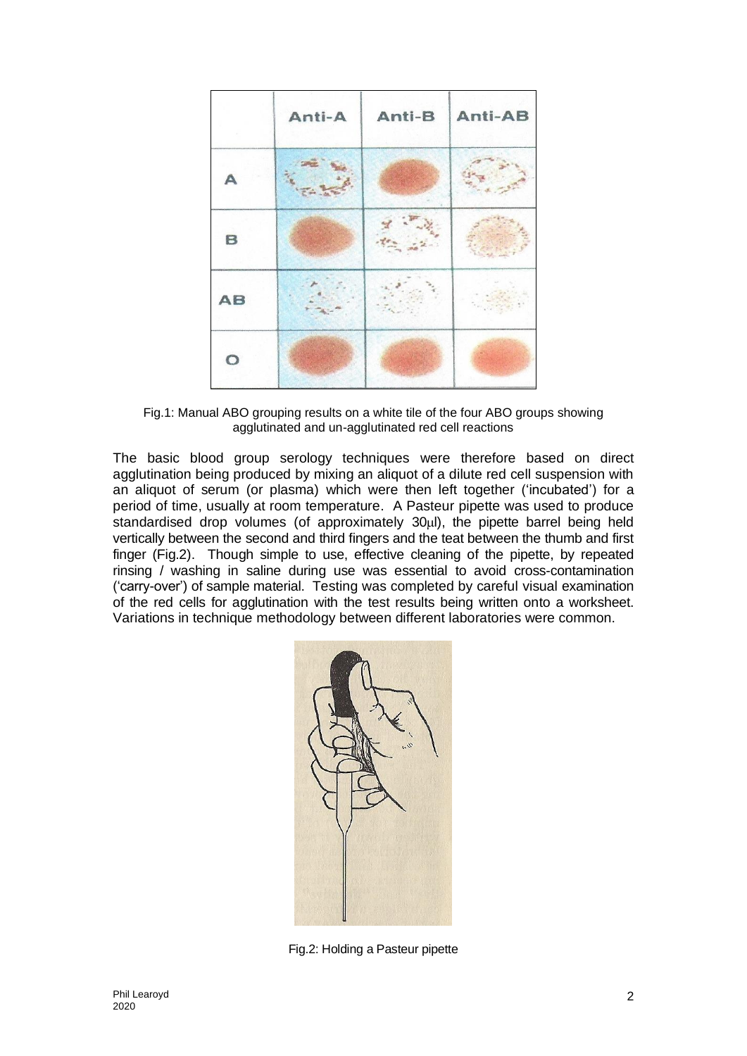Fig.1: Manual ABO grouping results on a white tile of the four ABO groups showing agglutinated and un-agglutinated red cell reactions

The basic blood group serology techniques were therefore based on direct agglutination being produced by mixing an aliquot of a dilute red cell suspension with an aliquot of serum (or plasma) which were then left together ('incubated') for a period of time, usually at room temperature. A Pasteur pipette was used to produce standardised drop volumes (of approximately 30μl), the pipette barrel being held vertically between the second and third fingers and the teat between the thumb and first finger (Fig.2). Though simple to use, effective cleaning of the pipette, by repeated rinsing / washing in saline during use was essential to avoid cross-contamination ('carry-over') of sample material. Testing was completed by careful visual examination of the red cells for agglutination with the test results being written onto a worksheet. Variations in technique methodology between different laboratories were common.

Fig.2: Holding a Pasteur pipette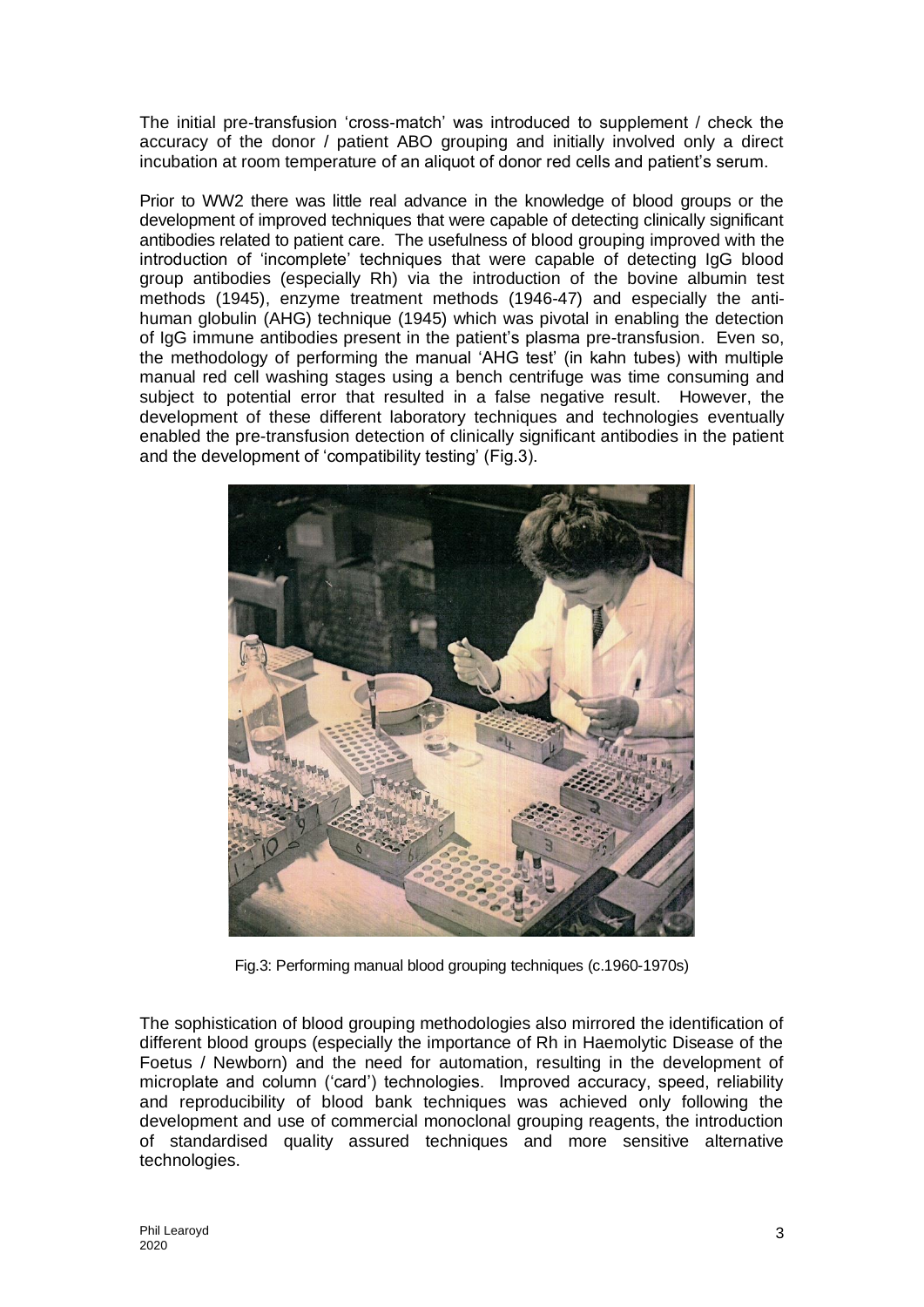The initial pre-transfusion 'cross-match' was introduced to supplement / check the accuracy of the donor / patient ABO grouping and initially involved only a direct incubation at room temperature of an aliquot of donor red cells and patient's serum.

Prior to WW2 there was little real advance in the knowledge of blood groups or the development of improved techniques that were capable of detecting clinically significant antibodies related to patient care. The usefulness of blood grouping improved with the introduction of 'incomplete' techniques that were capable of detecting IgG blood group antibodies (especially Rh) via the introduction of the bovine albumin test methods (1945), enzyme treatment methods (1946-47) and especially the anti-human globulin (AHG) technique (1945) which was pivotal in enabling the detection of IgG immune antibodies present in the patient's plasma pre-transfusion. Even so, the methodology of performing the manual 'AHG test' (in kahn tubes) with multiple manual red cell washing stages using a bench centrifuge was time consuming and subject to potential error that resulted in a false negative result. However, the development of these different laboratory techniques and technologies eventually enabled the pre-transfusion detection of clinically significant antibodies in the patient and the development of 'compatibility testing' (Fig.3).

Fig.3: Performing manual blood grouping techniques (c.1960-1970s)

The sophistication of blood grouping methodologies also mirrored the identification of different blood groups (especially the importance of Rh in Haemolytic Disease of the Foetus / Newborn) and the need for automation, resulting in the development of microplate and column ('card') technologies. Improved accuracy, speed, reliability and reproducibility of blood bank techniques was achieved only following the development and use of commercial monoclonal grouping reagents, the introduction of standardised quality assured techniques and more sensitive alternative technologies.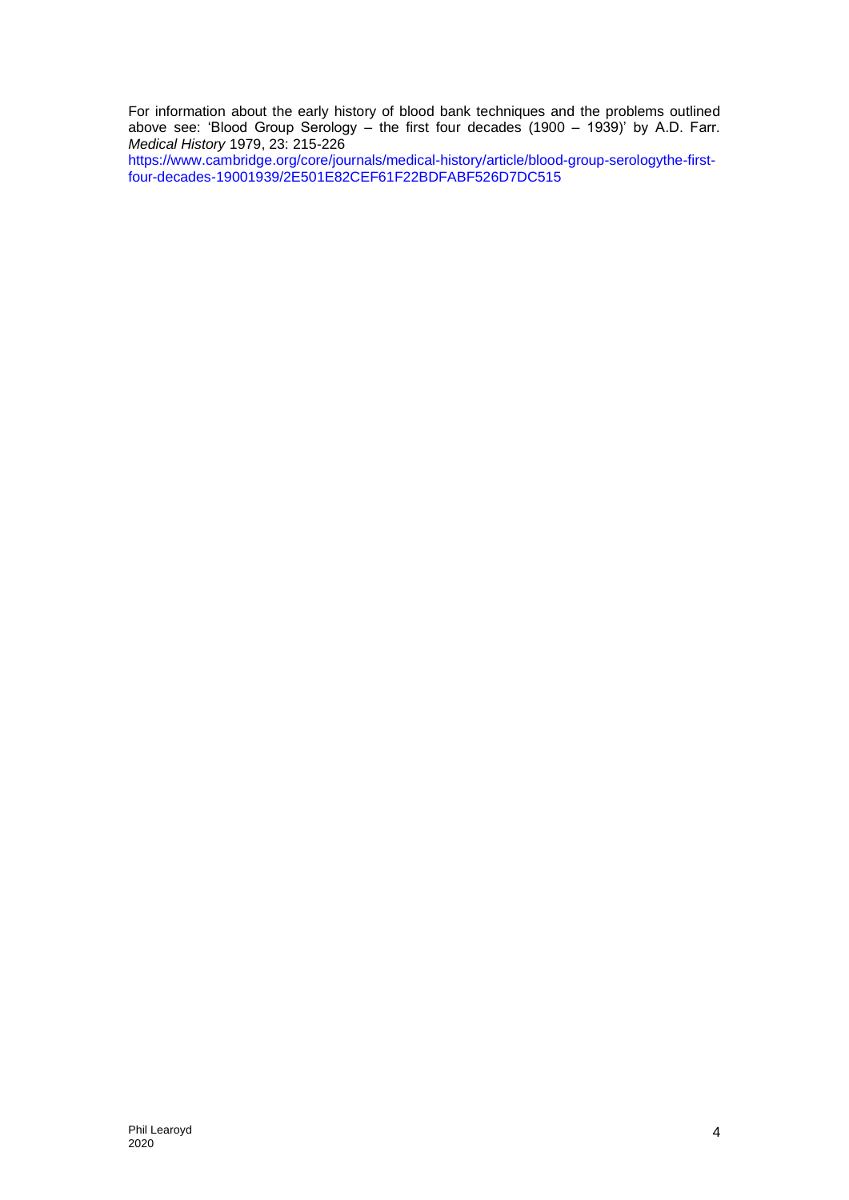For information about the early history of blood bank techniques and the problems outlined above see: 'Blood Group Serology – the first four decades (1900 – 1939)' by A.D. Farr. *Medical History* 1979, 23: 215-226
https://www.cambridge.org/core/journals/medical-history/article/blood-group-serologythe-first-four-decades-19001939/2E501E82CEF61F22BDFABF526D7DC515

Phil Learoyd
2020